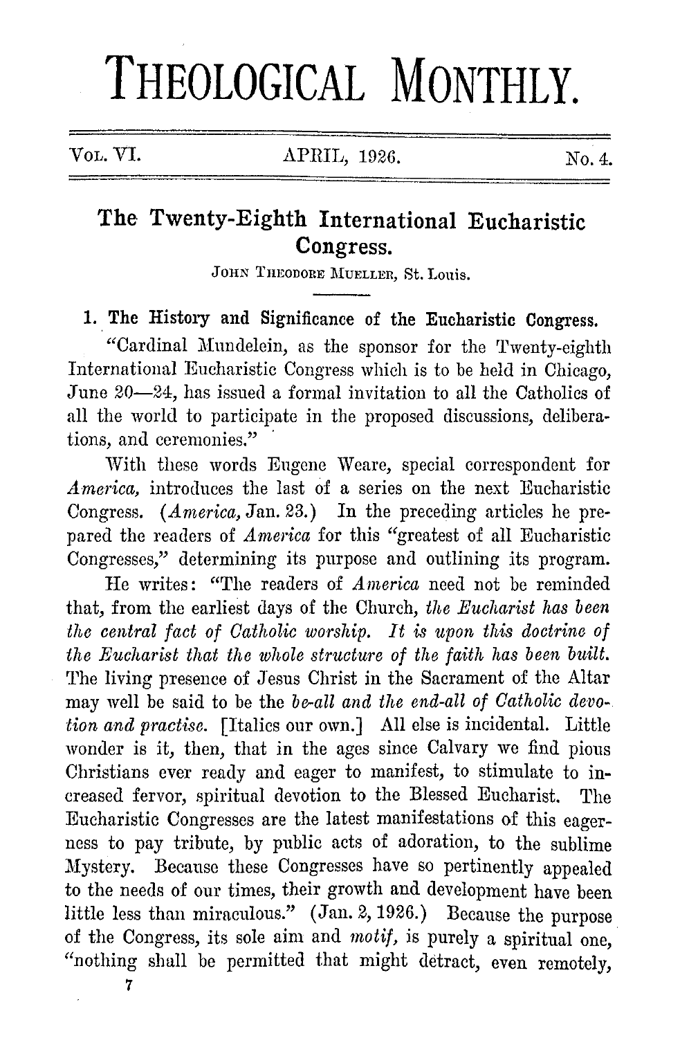# THEOLOGICAL MONTHLY.

Vol. VI. APRIL, 1926. No. 4.

## The Twenty-Eighth International Eucharistic Congress.

JOHN THEODORE MUELLER, St. Louis.

### 1. The History and Significance of the Eucharistic Congress.

"Cardinal Mundelein, as the sponsor for the Twenty-eighth International Eucharistic Congress which is to be held in Chicago, June 20—24, has issued a formal invitation to all the Catholics of all the world to participate in the proposed discussions, deliberations, and ceremonies."

With these words Eugene Weare, special correspondent for *America,* introduces the last of a series on the next Eucharistic Congress. (*America,* Jan. 23.) In the preceding articles he prepared the readers of *America* for this "greatest of all Eucharistic Congresses," determining its purpose and outlining its program.

He writes: "The readers of *America* need not be reminded that, from the earliest days of the Church, *the Eucharist has been the central fact of Catholic worship. It is upon this doctrine of the Eucharist that the whole structure of the faith has been built.* The living presence of Jesus Christ in the Sacrament of the Altar may well be said to be the *be-all and the end-all of Catholic devotion and practise.* [Italics our own.] All else is incidental. Little wonder is it, then, that in the ages since Calvary we find pious Christians ever ready and eager to manifest, to stimulate to increased fervor, spiritual devotion to the Blessed Eucharist. The Eucharistic Congresses are the latest manifestations of this eagerness to pay tribute, by public acts of adoration, to the sublime Mystery. Because these Congresses have so pertinently appealed to the needs of our times, their growth and development have been little less than miraculous." (Jan. 2, 1926.) Because the purpose of the Congress, its sole aim and *motif,* is purely a spiritual one, "nothing shall be permitted that might detract, even remotely,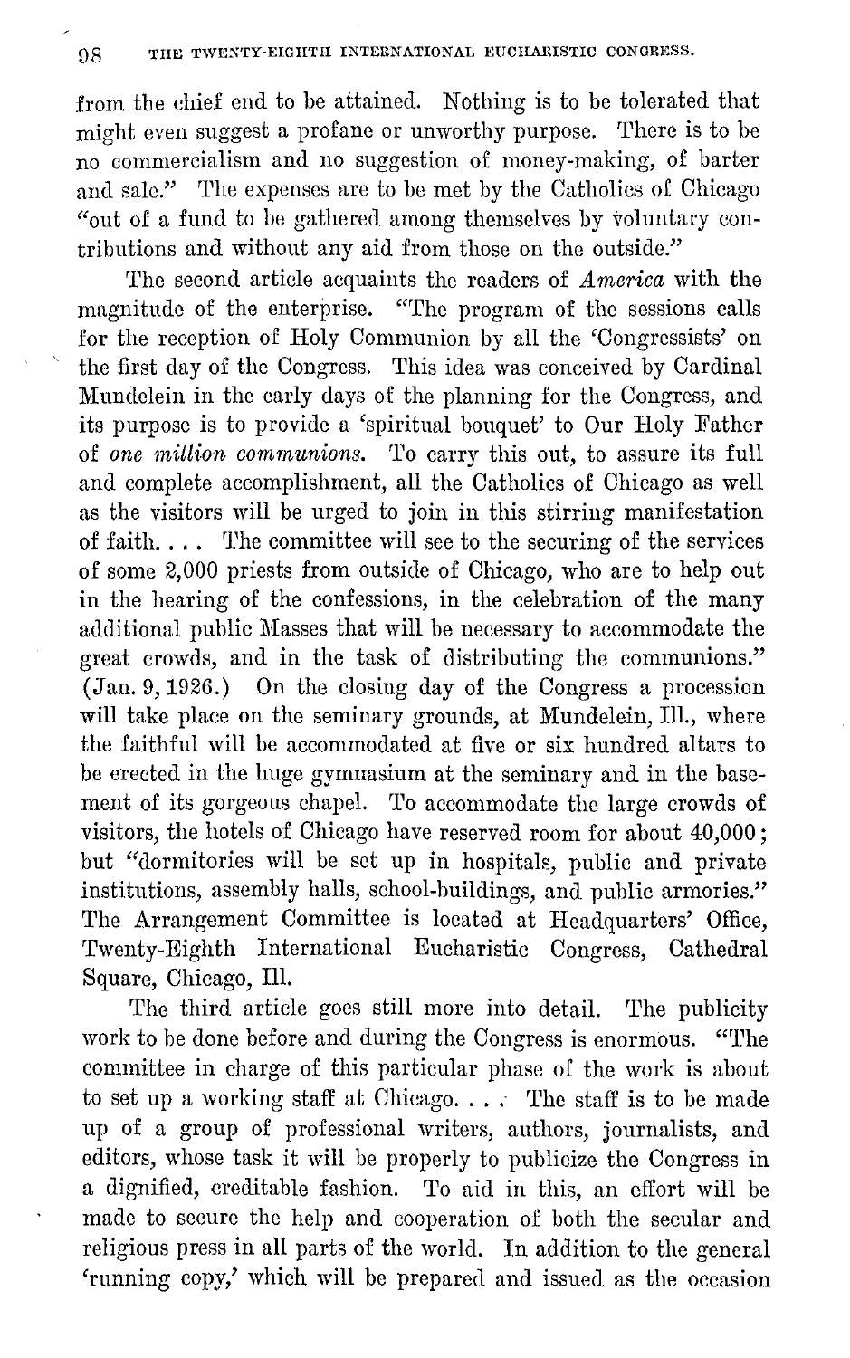from the chief end to be attained. Nothing is to be tolerated that might even suggest a profane or unworthy purpose. There is to be no commercialism and no suggestion of money-making, of barter and sale." The expenses are to be met by the Catholics of Chicago "out of a fund to be gathered among themselves by voluntary contributions and without any aid from those on the outside."

The second article acquaints the readers of *America* with the magnitude of the enterprise. "The program of the sessions calls for the reception of Holy Communion by all the 'Congressists' on the first day of the Congress. This idea was conceived by Cardinal Mundelein in the early days of the planning for the Congress, and its purpose is to provide a 'spiritual bouquet' to Our Holy Father of *one million communions*. To carry this out, to assure its full and complete accomplishment, all the Catholics of Chicago as well as the visitors will be urged to join in this stirring manifestation of faith. . . . The committee will see to the securing of the services of some 2,000 priests from outside of Chicago, who are to help out in the hearing of the confessions, in the celebration of the many additional public Masses that will be necessary to accommodate the great crowds, and in the task of distributing the communions." (Jan. 9, 1926.) On the closing day of the Congress a procession will take place on the seminary grounds, at Mundelein, Ill., where the faithful will be accommodated at five or six hundred altars to be erected in the huge gymnasium at the seminary and in the basement of its gorgeous chapel. To accommodate the large crowds of visitors, the hotels of Chicago have reserved room for about 40,000; but "dormitories will be set up in hospitals, public and private institutions, assembly halls, school-buildings, and public armories." The Arrangement Committee is located at Headquarters' Office, Twenty-Eighth International Eucharistic Congress, Cathedral Square, Chicago, Ill.

The third article goes still more into detail. The publicity work to be done before and during the Congress is enormous. "The committee in charge of this particular phase of the work is about to set up a working staff at Chicago. . . . The staff is to be made up of a group of professional writers, authors, journalists, and editors, whose task it will be properly to publicize the Congress in a dignified, creditable fashion. To aid in this, an effort will be made to secure the help and cooperation of both the secular and religious press in all parts of the world. In addition to the general 'running copy,' which will be prepared and issued as the occasion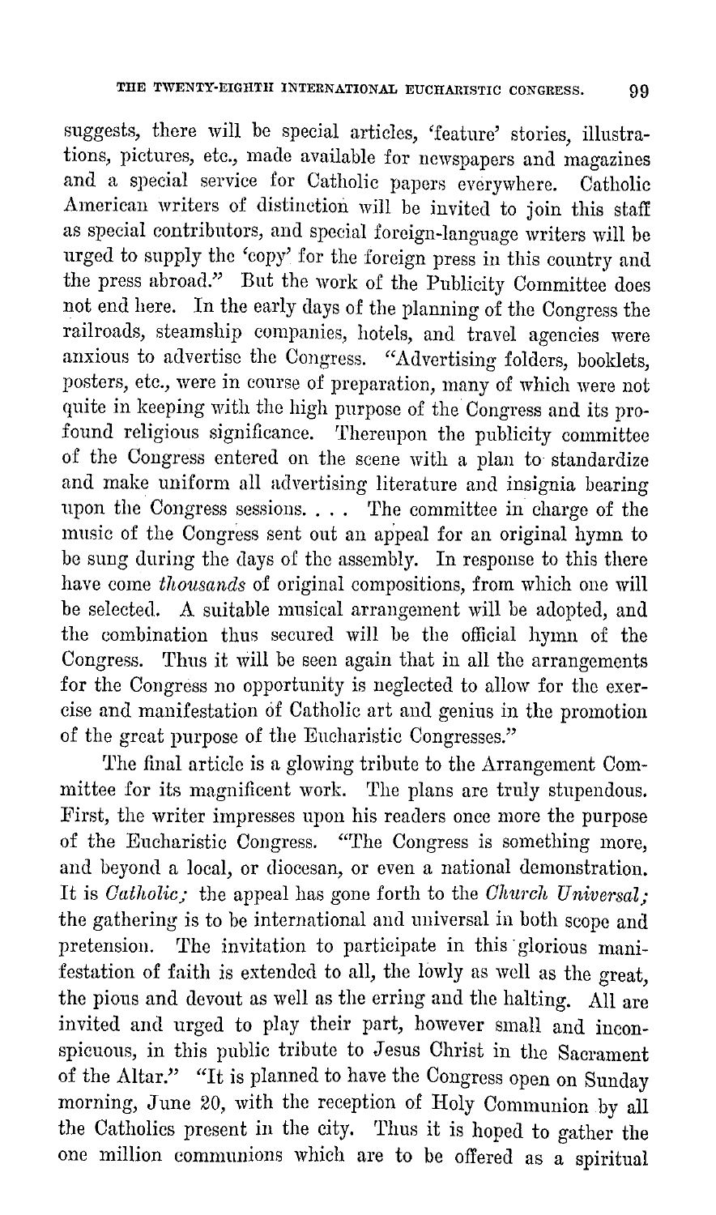suggests, there will be special articles, 'feature' stories, illustrations, pictures, etc., made available for newspapers and magazines and a special service for Catholic papers everywhere. Catholic American writers of distinction will be invited to join this staff as special contributors, and special foreign-language writers will be urged to supply the 'copy' for the foreign press in this country and the press abroad." But the work of the Publicity Committee does not end here. In the early days of the planning of the Congress the railroads, steamship companies, hotels, and travel agencies were anxious to advertise the Congress. "Advertising folders, booklets, posters, etc., were in course of preparation, many of which were not quite in keeping with the high purpose of the Congress and its profound religious significance. Thereupon the publicity committee of the Congress entered on the scene with a plan to standardize and make uniform all advertising literature and insignia bearing upon the Congress sessions. . . . The committee in charge of the music of the Congress sent out an appeal for an original hymn to be sung during the days of the assembly. In response to this there have come *thousands* of original compositions, from which one will be selected. A suitable musical arrangement will be adopted, and the combination thus secured will be the official hymn of the Congress. Thus it will be seen again that in all the arrangements for the Congress no opportunity is neglected to allow for the exercise and manifestation of Catholic art and genius in the promotion of the great purpose of the Eucharistic Congresses."

The final article is a glowing tribute to the Arrangement Committee for its magnificent work. The plans are truly stupendous. First, the writer impresses upon his readers once more the purpose of the Eucharistic Congress. "The Congress is something more, and beyond a local, or diocesan, or even a national demonstration. It is *Catholic;* the appeal has gone forth to the *Church Universal;* the gathering is to be international and universal in both scope and pretension. The invitation to participate in this glorious manifestation of faith is extended to all, the lowly as well as the great, the pious and devout as well as the erring and the halting. All are invited and urged to play their part, however small and inconspicuous, in this public tribute to Jesus Christ in the Sacrament of the Altar." "It is planned to have the Congress open on Sunday morning, June 20, with the reception of Holy Communion by all the Catholics present in the city. Thus it is hoped to gather the one million communions which are to be offered as a spiritual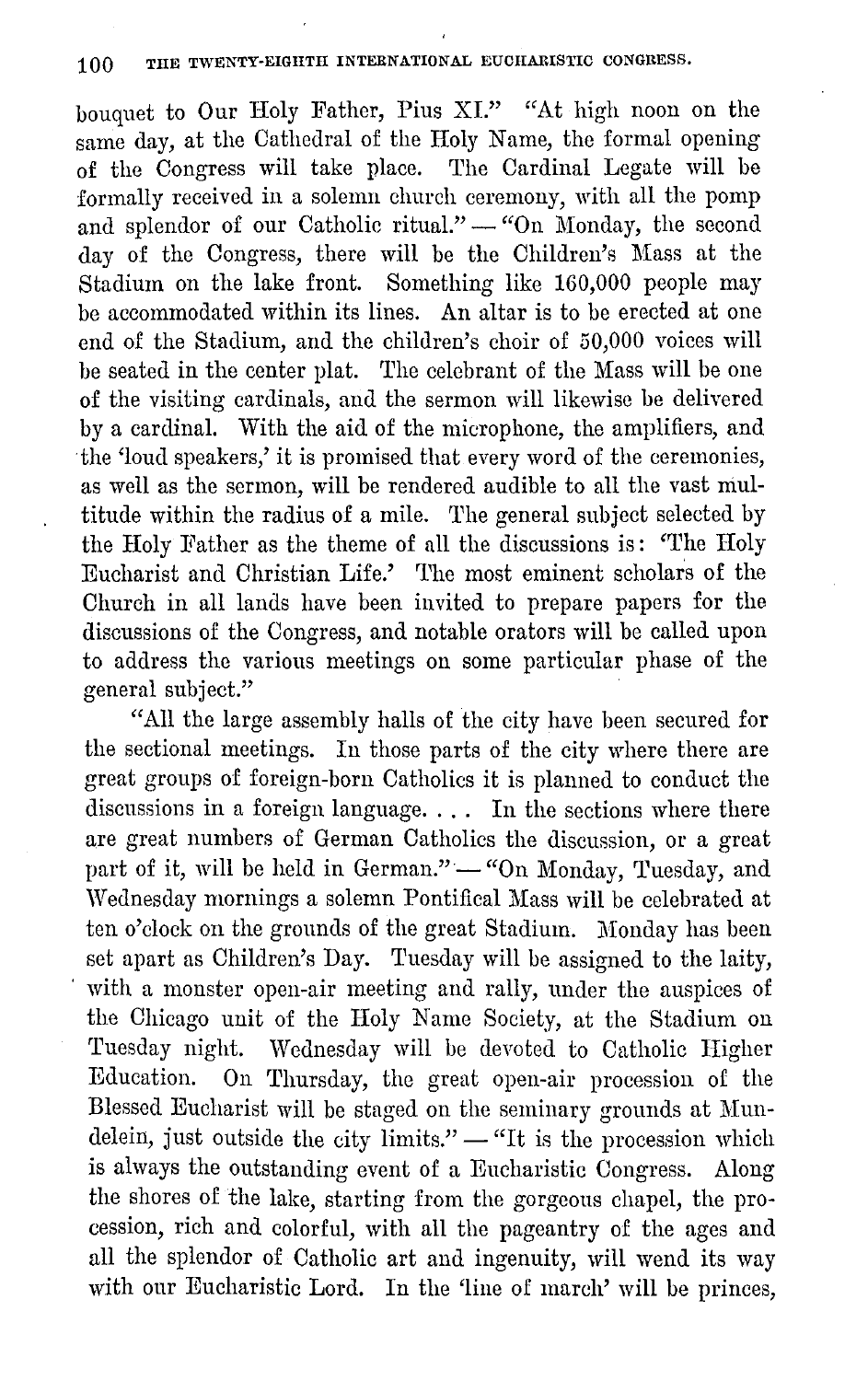bouquet to Our Holy Father, Pius XI." "At high noon on the same day, at the Cathedral of the Holy Name, the formal opening of the Congress will take place. The Cardinal Legate will be formally received in a solemn church ceremony, with all the pomp and splendor of our Catholic ritual." — "On Monday, the second day of the Congress, there will be the Children's Mass at the Stadium on the lake front. Something like 160,000 people may be accommodated within its lines. An altar is to be erected at one end of the Stadium, and the children's choir of 50,000 voices will be seated in the center plat. The celebrant of the Mass will be one of the visiting cardinals, and the sermon will likewise be delivered by a cardinal. With the aid of the microphone, the amplifiers, and the 'loud speakers,' it is promised that every word of the ceremonies, as well as the sermon, will be rendered audible to all the vast multitude within the radius of a mile. The general subject selected by the Holy Father as the theme of all the discussions is: 'The Holy Eucharist and Christian Life.' The most eminent scholars of the Church in all lands have been invited to prepare papers for the discussions of the Congress, and notable orators will be called upon to address the various meetings on some particular phase of the general subject."

"All the large assembly halls of the city have been secured for the sectional meetings. In those parts of the city where there are great groups of foreign-born Catholics it is planned to conduct the discussions in a foreign language. . . . In the sections where there are great numbers of German Catholics the discussion, or a great part of it, will be held in German." — "On Monday, Tuesday, and Wednesday mornings a solemn Pontifical Mass will be celebrated at ten o'clock on the grounds of the great Stadium. Monday has been set apart as Children's Day. Tuesday will be assigned to the laity, with a monster open-air meeting and rally, under the auspices of the Chicago unit of the Holy Name Society, at the Stadium on Tuesday night. Wednesday will be devoted to Catholic Higher Education. On Thursday, the great open-air procession of the Blessed Eucharist will be staged on the seminary grounds at Mundelein, just outside the city limits." — "It is the procession which is always the outstanding event of a Eucharistic Congress. Along the shores of the lake, starting from the gorgeous chapel, the procession, rich and colorful, with all the pageantry of the ages and all the splendor of Catholic art and ingenuity, will wend its way with our Eucharistic Lord. In the 'line of march' will be princes,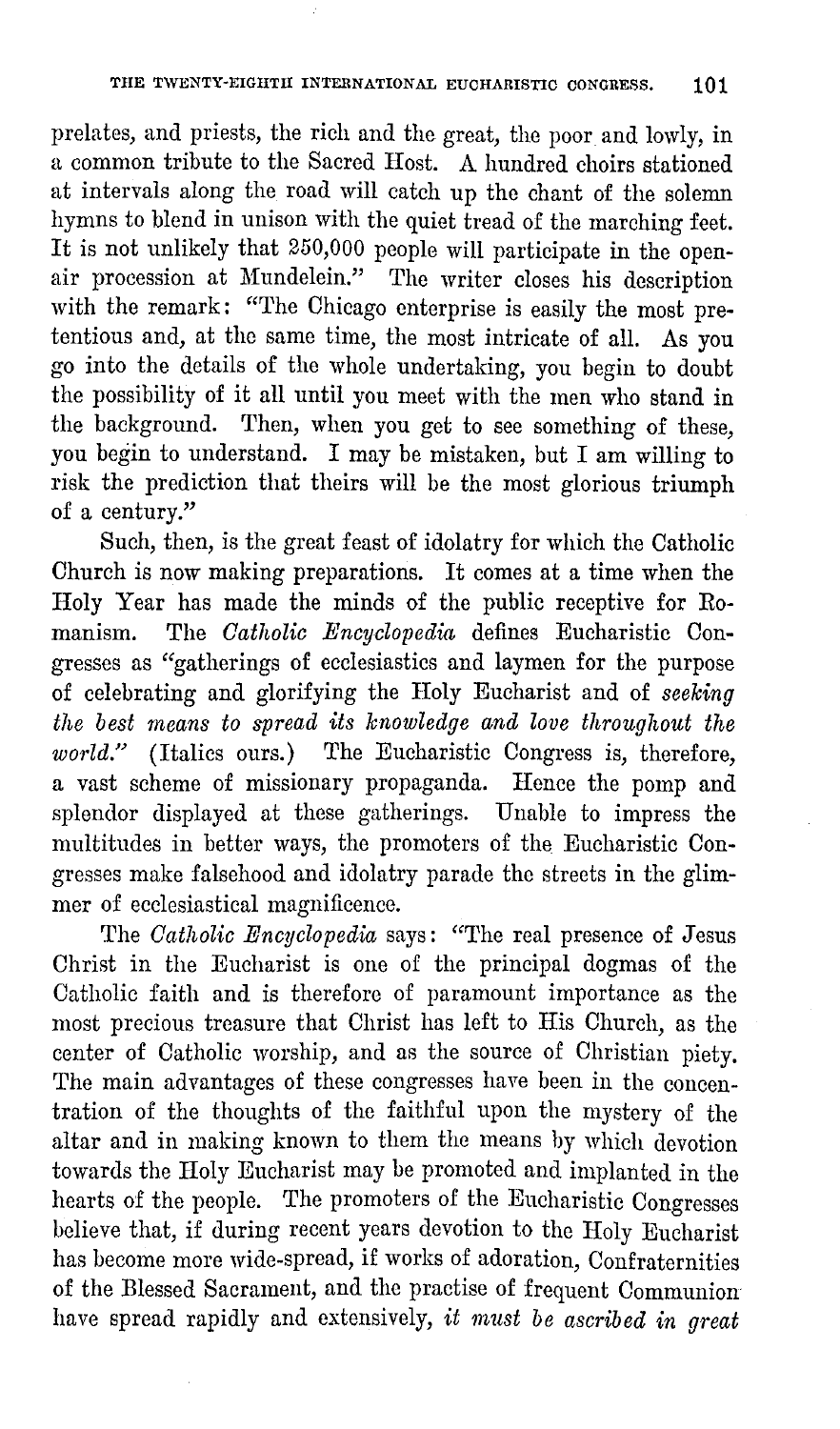prelates, and priests, the rich and the great, the poor and lowly, in a common tribute to the Sacred Host. A hundred choirs stationed at intervals along the road will catch up the chant of the solemn hymns to blend in unison with the quiet tread of the marching feet. It is not unlikely that 250,000 people will participate in the open-air procession at Mundelein." The writer closes his description with the remark: "The Chicago enterprise is easily the most pretentious and, at the same time, the most intricate of all. As you go into the details of the whole undertaking, you begin to doubt the possibility of it all until you meet with the men who stand in the background. Then, when you get to see something of these, you begin to understand. I may be mistaken, but I am willing to risk the prediction that theirs will be the most glorious triumph of a century."

Such, then, is the great feast of idolatry for which the Catholic Church is now making preparations. It comes at a time when the Holy Year has made the minds of the public receptive for Romanism. The *Catholic Encyclopedia* defines Eucharistic Congresses as "gatherings of ecclesiastics and laymen for the purpose of celebrating and glorifying the Holy Eucharist and of *seeking the best means to spread its knowledge and love throughout the world.*" (Italics ours.) The Eucharistic Congress is, therefore, a vast scheme of missionary propaganda. Hence the pomp and splendor displayed at these gatherings. Unable to impress the multitudes in better ways, the promoters of the Eucharistic Congresses make falsehood and idolatry parade the streets in the glimmer of ecclesiastical magnificence.

The *Catholic Encyclopedia* says: "The real presence of Jesus Christ in the Eucharist is one of the principal dogmas of the Catholic faith and is therefore of paramount importance as the most precious treasure that Christ has left to His Church, as the center of Catholic worship, and as the source of Christian piety. The main advantages of these congresses have been in the concentration of the thoughts of the faithful upon the mystery of the altar and in making known to them the means by which devotion towards the Holy Eucharist may be promoted and implanted in the hearts of the people. The promoters of the Eucharistic Congresses believe that, if during recent years devotion to the Holy Eucharist has become more wide-spread, if works of adoration, Confraternities of the Blessed Sacrament, and the practise of frequent Communion have spread rapidly and extensively, *it must be ascribed in great*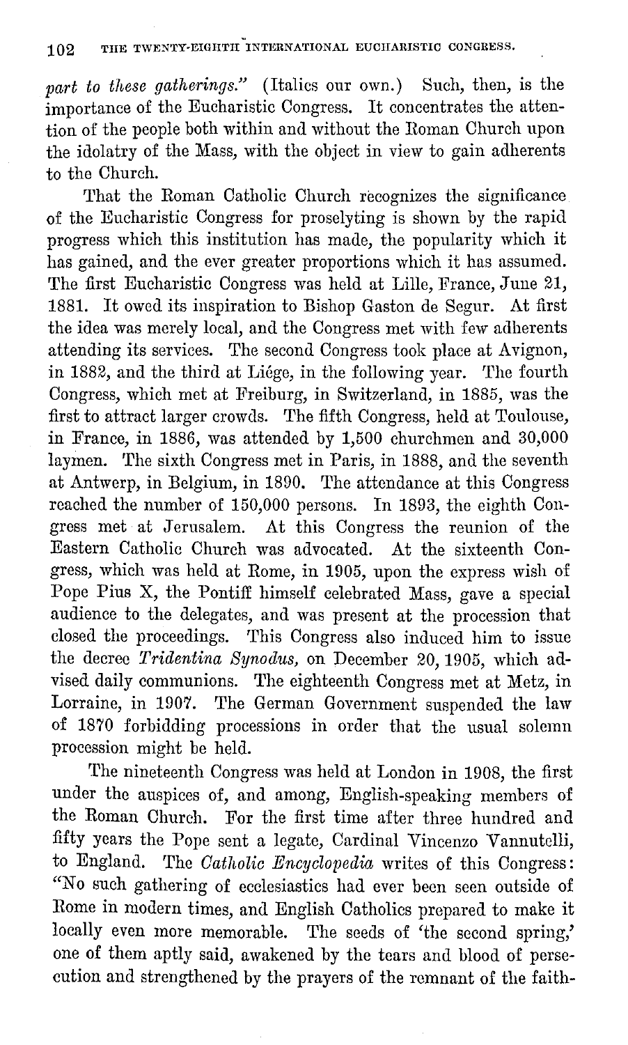*part to these gatherings."* (Italics our own.) Such, then, is the importance of the Eucharistic Congress. It concentrates the attention of the people both within and without the Roman Church upon the idolatry of the Mass, with the object in view to gain adherents to the Church.

That the Roman Catholic Church recognizes the significance of the Eucharistic Congress for proselyting is shown by the rapid progress which this institution has made, the popularity which it has gained, and the ever greater proportions which it has assumed. The first Eucharistic Congress was held at Lille, France, June 21, 1881. It owed its inspiration to Bishop Gaston de Segur. At first the idea was merely local, and the Congress met with few adherents attending its services. The second Congress took place at Avignon, in 1882, and the third at Liége, in the following year. The fourth Congress, which met at Freiburg, in Switzerland, in 1885, was the first to attract larger crowds. The fifth Congress, held at Toulouse, in France, in 1886, was attended by 1,500 churchmen and 30,000 laymen. The sixth Congress met in Paris, in 1888, and the seventh at Antwerp, in Belgium, in 1890. The attendance at this Congress reached the number of 150,000 persons. In 1893, the eighth Congress met at Jerusalem. At this Congress the reunion of the Eastern Catholic Church was advocated. At the sixteenth Congress, which was held at Rome, in 1905, upon the express wish of Pope Pius X, the Pontiff himself celebrated Mass, gave a special audience to the delegates, and was present at the procession that closed the proceedings. This Congress also induced him to issue the decree *Tridentina Synodus,* on December 20, 1905, which advised daily communions. The eighteenth Congress met at Metz, in Lorraine, in 1907. The German Government suspended the law of 1870 forbidding processions in order that the usual solemn procession might be held.

The nineteenth Congress was held at London in 1908, the first under the auspices of, and among, English-speaking members of the Roman Church. For the first time after three hundred and fifty years the Pope sent a legate, Cardinal Vincenzo Vannutelli, to England. The *Catholic Encyclopedia* writes of this Congress: "No such gathering of ecclesiastics had ever been seen outside of Rome in modern times, and English Catholics prepared to make it locally even more memorable. The seeds of 'the second spring,' one of them aptly said, awakened by the tears and blood of persecution and strengthened by the prayers of the remnant of the faith-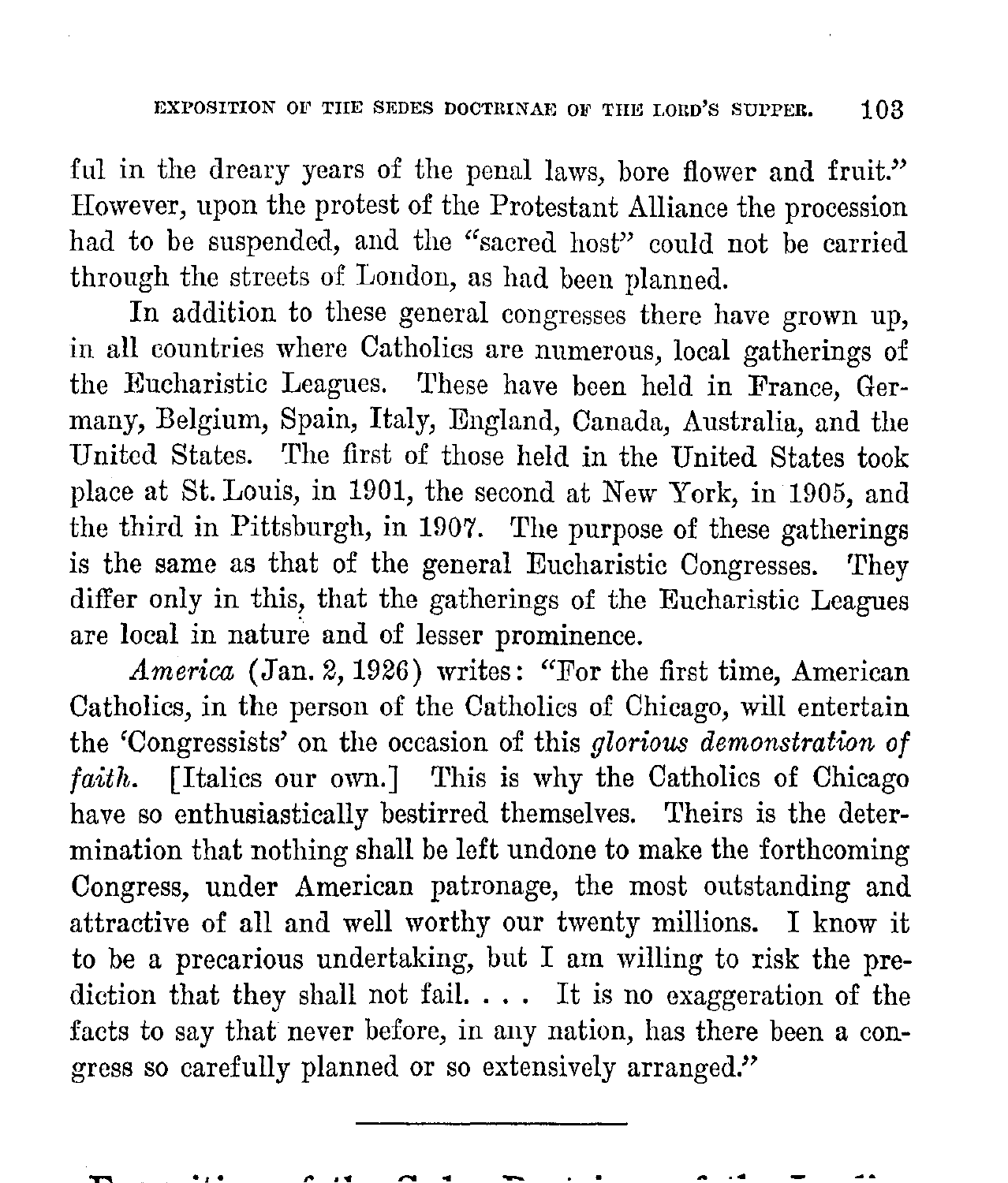ful in the dreary years of the penal laws, bore flower and fruit." However, upon the protest of the Protestant Alliance the procession had to be suspended, and the "sacred host" could not be carried through the streets of London, as had been planned.

In addition to these general congresses there have grown up, in all countries where Catholics are numerous, local gatherings of the Eucharistic Leagues. These have been held in France, Germany, Belgium, Spain, Italy, England, Canada, Australia, and the United States. The first of those held in the United States took place at St. Louis, in 1901, the second at New York, in 1905, and the third in Pittsburgh, in 1907. The purpose of these gatherings is the same as that of the general Eucharistic Congresses. They differ only in this, that the gatherings of the Eucharistic Leagues are local in nature and of lesser prominence.

*America* (Jan. 2, 1926) writes: "For the first time, American Catholics, in the person of the Catholics of Chicago, will entertain the 'Congressists' on the occasion of this *glorious demonstration of faith*. [Italics our own.] This is why the Catholics of Chicago have so enthusiastically bestirred themselves. Theirs is the determination that nothing shall be left undone to make the forthcoming Congress, under American patronage, the most outstanding and attractive of all and well worthy our twenty millions. I know it to be a precarious undertaking, but I am willing to risk the prediction that they shall not fail. . . . It is no exaggeration of the facts to say that never before, in any nation, has there been a congress so carefully planned or so extensively arranged."

---